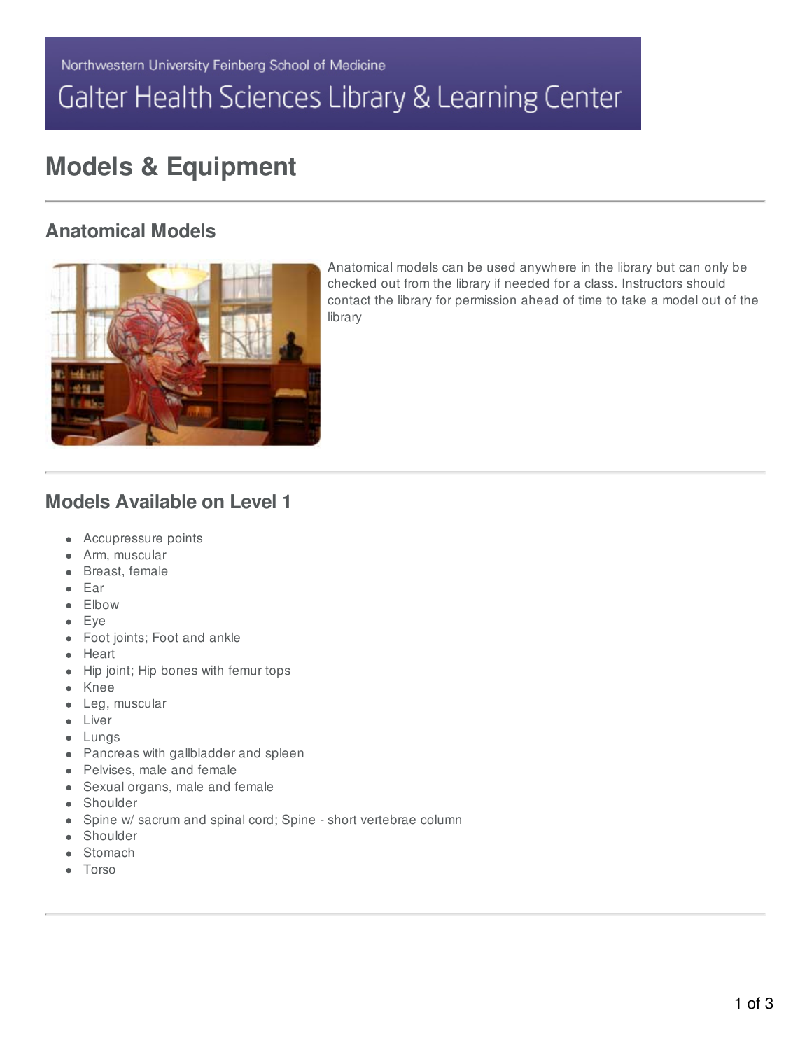Northwestern University Feinberg School of Medicine

# Galter Health Sciences Library & Learning Center

# Models & Equipment

## Anatomical Models

Anatomical models can be used anywhere in the library but can only be checked out from the library if needed for a class. Instructors should contact the library for permission ahead of time to take a model out of the library

## Models Available on Level 1

- Accupressure points
- Arm, muscular
- Breast, female
- Ear
- Elbow
- Eye
- Foot joints; Foot and ankle
- Heart
- Hip joint; Hip bones with femur tops
- Knee
- Leg, muscular
- Liver
- Lungs
- Pancreas with gallbladder and spleen
- Pelvises, male and female
- Sexual organs, male and female
- Shoulder
- Spine w/ sacrum and spinal cord; Spine - short vertebrae column
- Shoulder
- Stomach
- Torso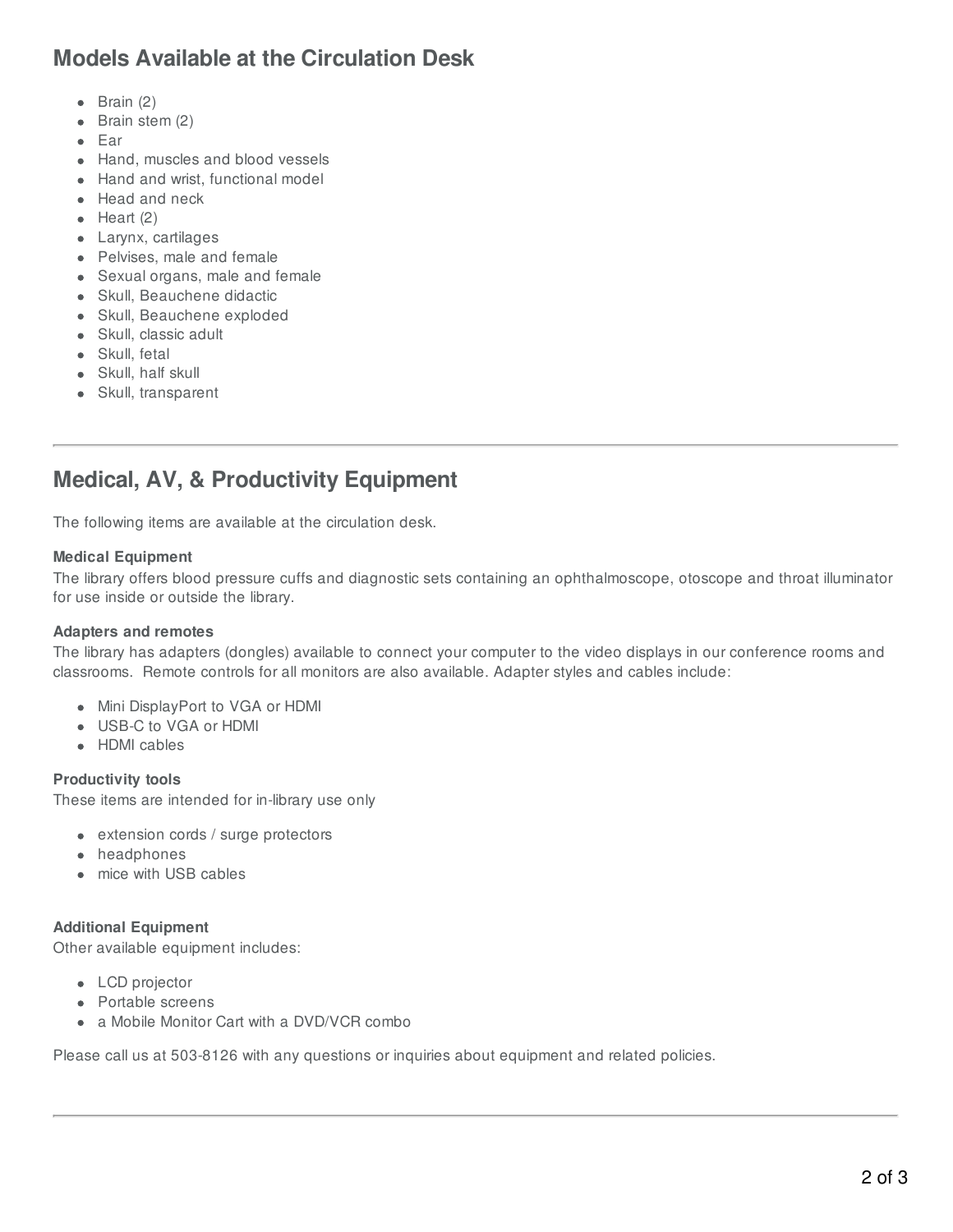## Models Available at the Circulation Desk

- Brain (2)
- Brain stem (2)
- Ear
- Hand, muscles and blood vessels
- Hand and wrist, functional model
- Head and neck
- Heart (2)
- Larynx, cartilages
- Pelvises, male and female
- Sexual organs, male and female
- Skull, Beauchene didactic
- Skull, Beauchene exploded
- Skull, classic adult
- Skull, fetal
- Skull, half skull
- Skull, transparent

---

## Medical, AV, & Productivity Equipment

The following items are available at the circulation desk.

**Medical Equipment**
The library offers blood pressure cuffs and diagnostic sets containing an ophthalmoscope, otoscope and throat illuminator for use inside or outside the library.

**Adapters and remotes**
The library has adapters (dongles) available to connect your computer to the video displays in our conference rooms and classrooms. Remote controls for all monitors are also available. Adapter styles and cables include:

- Mini DisplayPort to VGA or HDMI
- USB-C to VGA or HDMI
- HDMI cables

**Productivity tools**
These items are intended for in-library use only

- extension cords / surge protectors
- headphones
- mice with USB cables

**Additional Equipment**
Other available equipment includes:

- LCD projector
- Portable screens
- a Mobile Monitor Cart with a DVD/VCR combo

Please call us at 503-8126 with any questions or inquiries about equipment and related policies.

---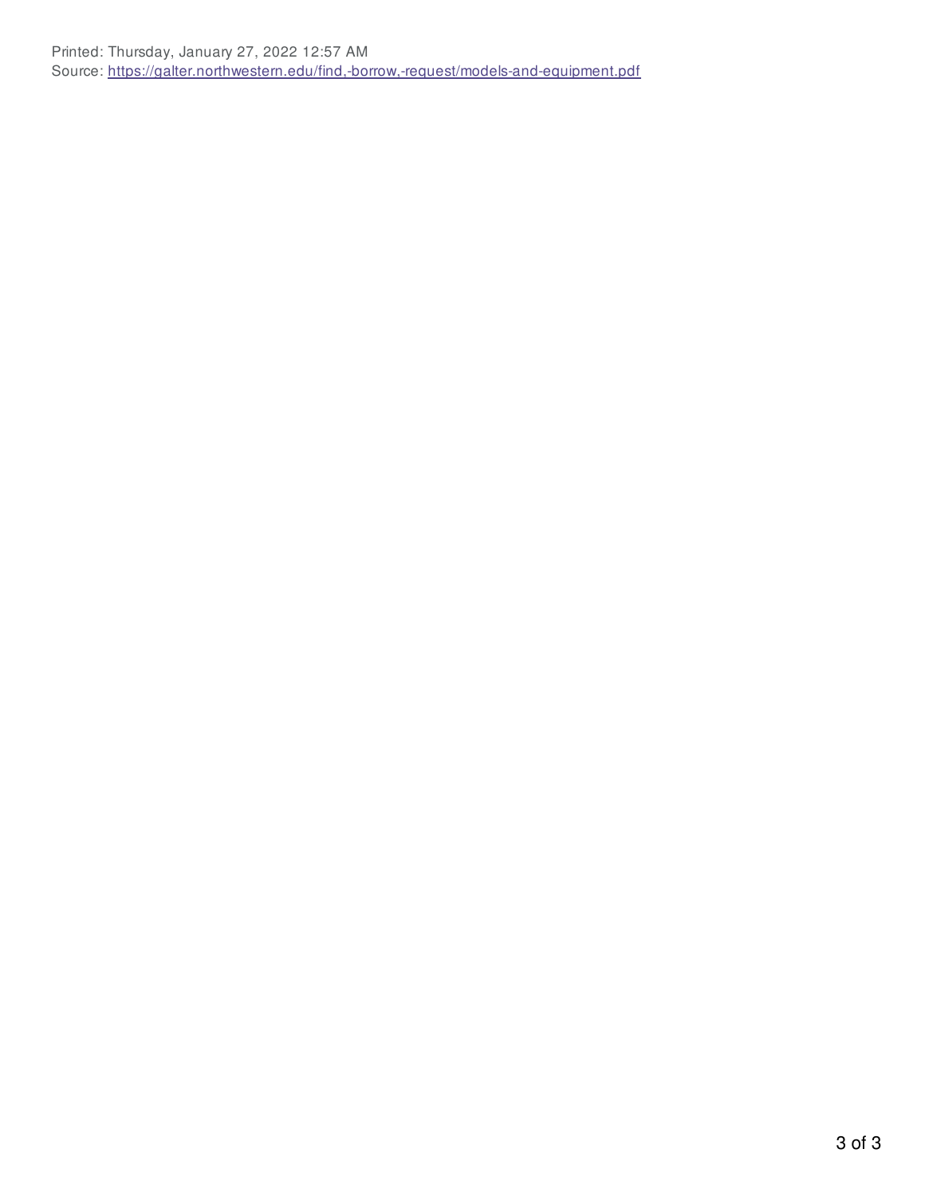Printed: Thursday, January 27, 2022 12:57 AM
Source: https://galter.northwestern.edu/find,-borrow,-request/models-and-equipment.pdf